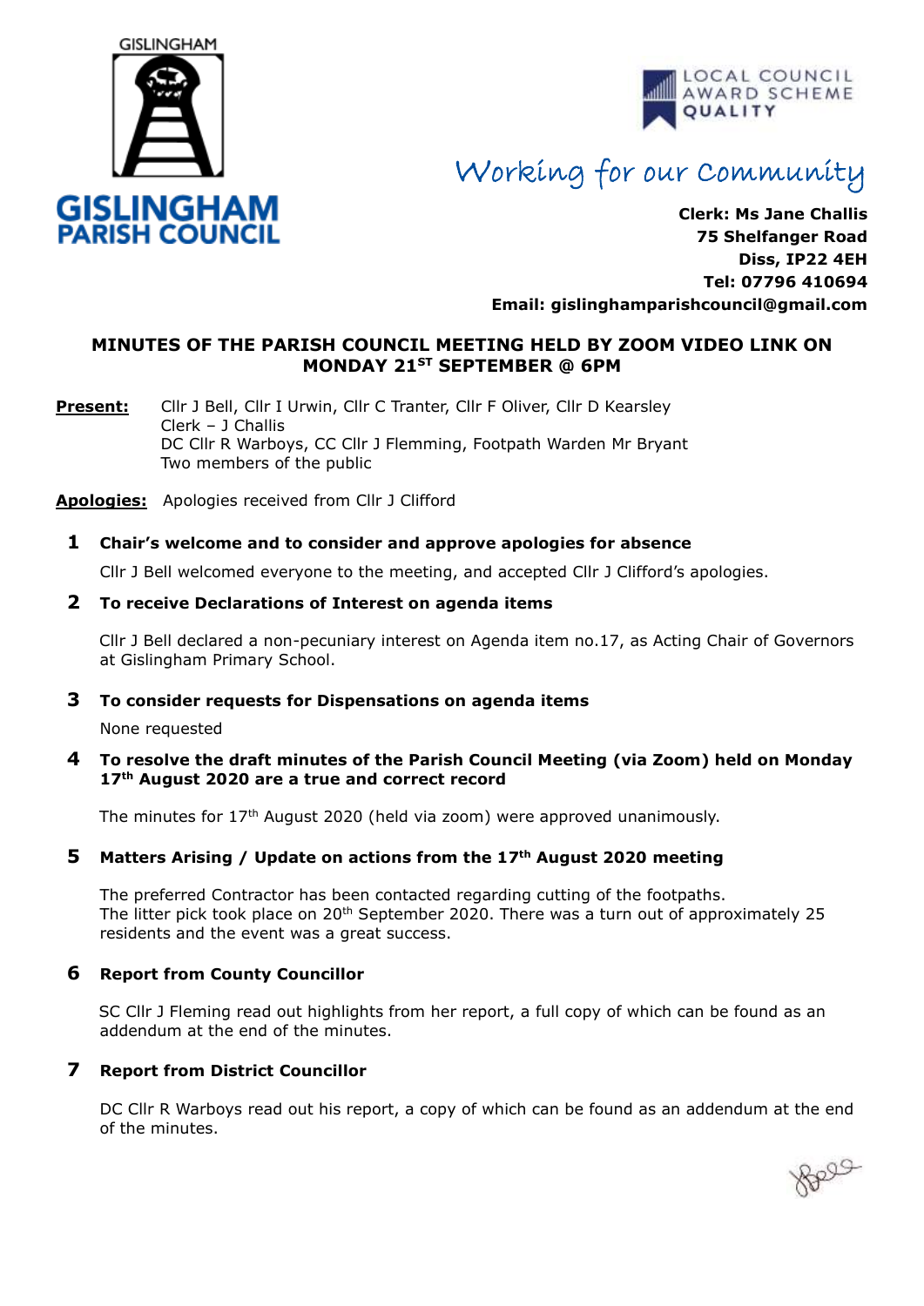GISLINGHAM

**GISLINGHAM PARISH COUNCIL**

LOCAL COUNCIL AWARD SCHEME QUALITY

Working for our Community

**Clerk: Ms Jane Challis**
**75 Shelfanger Road**
**Diss, IP22 4EH**
**Tel: 07796 410694**
**Email: gislinghamparishcouncil@gmail.com**

## MINUTES OF THE PARISH COUNCIL MEETING HELD BY ZOOM VIDEO LINK ON MONDAY 21ST SEPTEMBER @ 6PM

**Present:** Cllr J Bell, Cllr I Urwin, Cllr C Tranter, Cllr F Oliver, Cllr D Kearsley
Clerk – J Challis
DC Cllr R Warboys, CC Cllr J Flemming, Footpath Warden Mr Bryant
Two members of the public

**Apologies:** Apologies received from Cllr J Clifford

### 1 Chair's welcome and to consider and approve apologies for absence

Cllr J Bell welcomed everyone to the meeting, and accepted Cllr J Clifford's apologies.

### 2 To receive Declarations of Interest on agenda items

Cllr J Bell declared a non-pecuniary interest on Agenda item no.17, as Acting Chair of Governors at Gislingham Primary School.

### 3 To consider requests for Dispensations on agenda items

None requested

### 4 To resolve the draft minutes of the Parish Council Meeting (via Zoom) held on Monday 17th August 2020 are a true and correct record

The minutes for 17th August 2020 (held via zoom) were approved unanimously.

### 5 Matters Arising / Update on actions from the 17th August 2020 meeting

The preferred Contractor has been contacted regarding cutting of the footpaths.
The litter pick took place on 20th September 2020. There was a turn out of approximately 25 residents and the event was a great success.

### 6 Report from County Councillor

SC Cllr J Fleming read out highlights from her report, a full copy of which can be found as an addendum at the end of the minutes.

### 7 Report from District Councillor

DC Cllr R Warboys read out his report, a copy of which can be found as an addendum at the end of the minutes.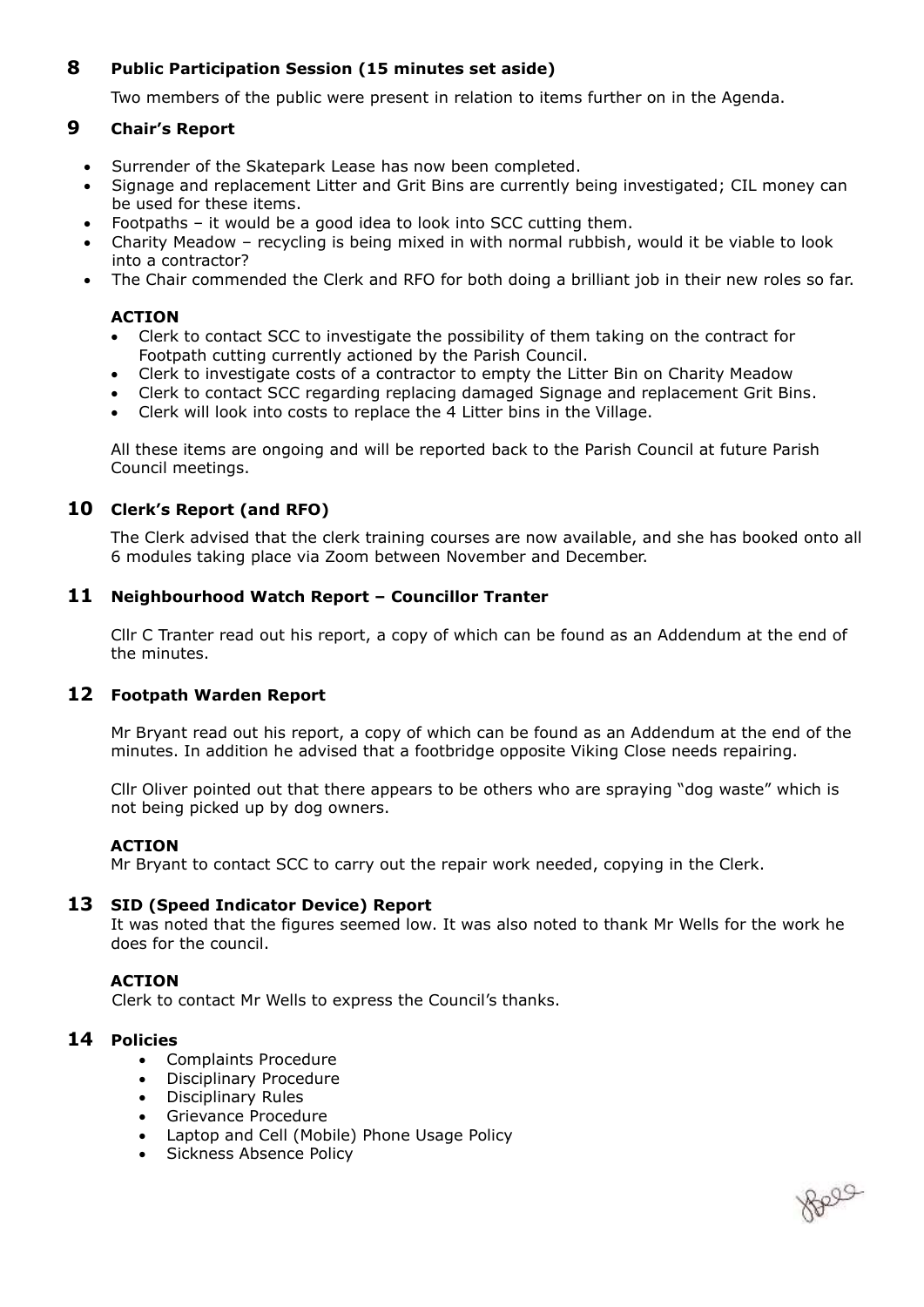## 8 Public Participation Session (15 minutes set aside)

Two members of the public were present in relation to items further on in the Agenda.

## 9 Chair's Report

- Surrender of the Skatepark Lease has now been completed.
- Signage and replacement Litter and Grit Bins are currently being investigated; CIL money can be used for these items.
- Footpaths – it would be a good idea to look into SCC cutting them.
- Charity Meadow – recycling is being mixed in with normal rubbish, would it be viable to look into a contractor?
- The Chair commended the Clerk and RFO for both doing a brilliant job in their new roles so far.

**ACTION**

- Clerk to contact SCC to investigate the possibility of them taking on the contract for Footpath cutting currently actioned by the Parish Council.
- Clerk to investigate costs of a contractor to empty the Litter Bin on Charity Meadow
- Clerk to contact SCC regarding replacing damaged Signage and replacement Grit Bins.
- Clerk will look into costs to replace the 4 Litter bins in the Village.

All these items are ongoing and will be reported back to the Parish Council at future Parish Council meetings.

## 10 Clerk's Report (and RFO)

The Clerk advised that the clerk training courses are now available, and she has booked onto all 6 modules taking place via Zoom between November and December.

## 11 Neighbourhood Watch Report – Councillor Tranter

Cllr C Tranter read out his report, a copy of which can be found as an Addendum at the end of the minutes.

## 12 Footpath Warden Report

Mr Bryant read out his report, a copy of which can be found as an Addendum at the end of the minutes. In addition he advised that a footbridge opposite Viking Close needs repairing.

Cllr Oliver pointed out that there appears to be others who are spraying "dog waste" which is not being picked up by dog owners.

**ACTION**

Mr Bryant to contact SCC to carry out the repair work needed, copying in the Clerk.

## 13 SID (Speed Indicator Device) Report

It was noted that the figures seemed low. It was also noted to thank Mr Wells for the work he does for the council.

**ACTION**

Clerk to contact Mr Wells to express the Council's thanks.

## 14 Policies

- Complaints Procedure
- Disciplinary Procedure
- Disciplinary Rules
- Grievance Procedure
- Laptop and Cell (Mobile) Phone Usage Policy
- Sickness Absence Policy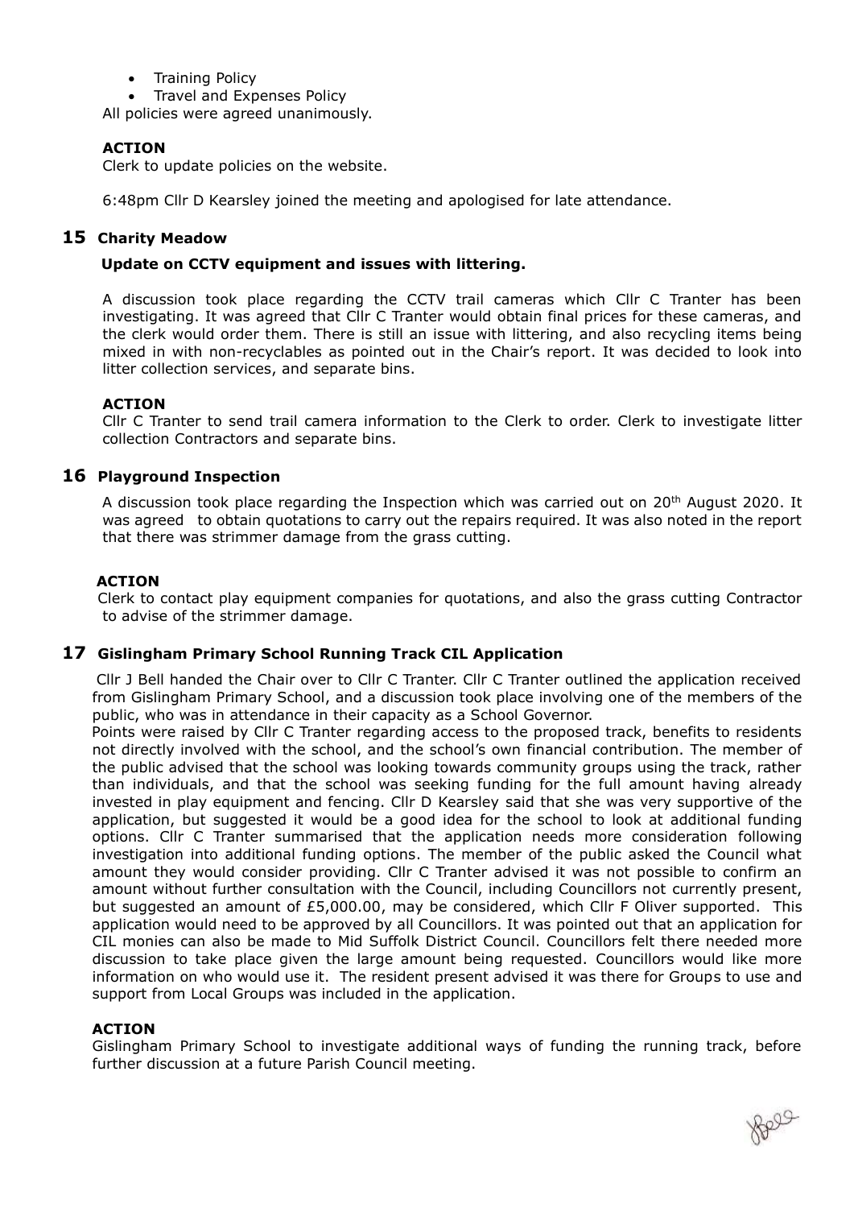- Training Policy
- Travel and Expenses Policy

All policies were agreed unanimously.

**ACTION**

Clerk to update policies on the website.

6:48pm Cllr D Kearsley joined the meeting and apologised for late attendance.

## 15 Charity Meadow

**Update on CCTV equipment and issues with littering.**

A discussion took place regarding the CCTV trail cameras which Cllr C Tranter has been investigating. It was agreed that Cllr C Tranter would obtain final prices for these cameras, and the clerk would order them. There is still an issue with littering, and also recycling items being mixed in with non-recyclables as pointed out in the Chair's report. It was decided to look into litter collection services, and separate bins.

**ACTION**

Cllr C Tranter to send trail camera information to the Clerk to order. Clerk to investigate litter collection Contractors and separate bins.

## 16 Playground Inspection

A discussion took place regarding the Inspection which was carried out on 20th August 2020. It was agreed to obtain quotations to carry out the repairs required. It was also noted in the report that there was strimmer damage from the grass cutting.

**ACTION**

Clerk to contact play equipment companies for quotations, and also the grass cutting Contractor to advise of the strimmer damage.

## 17 Gislingham Primary School Running Track CIL Application

Cllr J Bell handed the Chair over to Cllr C Tranter. Cllr C Tranter outlined the application received from Gislingham Primary School, and a discussion took place involving one of the members of the public, who was in attendance in their capacity as a School Governor.

Points were raised by Cllr C Tranter regarding access to the proposed track, benefits to residents not directly involved with the school, and the school's own financial contribution. The member of the public advised that the school was looking towards community groups using the track, rather than individuals, and that the school was seeking funding for the full amount having already invested in play equipment and fencing. Cllr D Kearsley said that she was very supportive of the application, but suggested it would be a good idea for the school to look at additional funding options. Cllr C Tranter summarised that the application needs more consideration following investigation into additional funding options. The member of the public asked the Council what amount they would consider providing. Cllr C Tranter advised it was not possible to confirm an amount without further consultation with the Council, including Councillors not currently present, but suggested an amount of £5,000.00, may be considered, which Cllr F Oliver supported. This application would need to be approved by all Councillors. It was pointed out that an application for CIL monies can also be made to Mid Suffolk District Council. Councillors felt there needed more discussion to take place given the large amount being requested. Councillors would like more information on who would use it. The resident present advised it was there for Groups to use and support from Local Groups was included in the application.

**ACTION**

Gislingham Primary School to investigate additional ways of funding the running track, before further discussion at a future Parish Council meeting.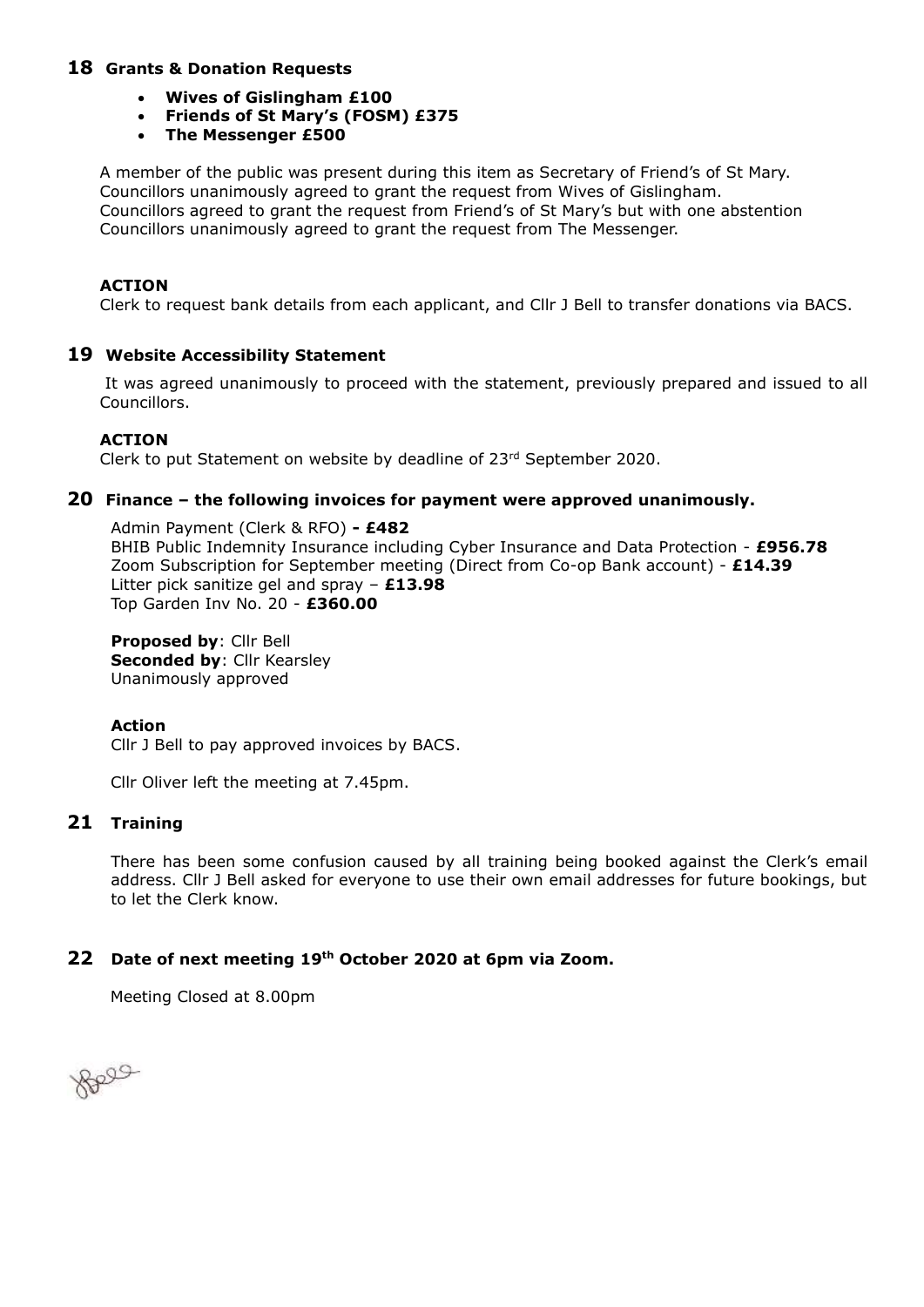## 18 Grants & Donation Requests

- **Wives of Gislingham £100**
- **Friends of St Mary's (FOSM) £375**
- **The Messenger £500**

A member of the public was present during this item as Secretary of Friend's of St Mary.
Councillors unanimously agreed to grant the request from Wives of Gislingham.
Councillors agreed to grant the request from Friend's of St Mary's but with one abstention
Councillors unanimously agreed to grant the request from The Messenger.

**ACTION**
Clerk to request bank details from each applicant, and Cllr J Bell to transfer donations via BACS.

## 19 Website Accessibility Statement

It was agreed unanimously to proceed with the statement, previously prepared and issued to all Councillors.

**ACTION**
Clerk to put Statement on website by deadline of 23rd September 2020.

## 20 Finance – the following invoices for payment were approved unanimously.

Admin Payment (Clerk & RFO) **- £482**
BHIB Public Indemnity Insurance including Cyber Insurance and Data Protection - **£956.78**
Zoom Subscription for September meeting (Direct from Co-op Bank account) - **£14.39**
Litter pick sanitize gel and spray – **£13.98**
Top Garden Inv No. 20 - **£360.00**

**Proposed by**: Cllr Bell
**Seconded by**: Cllr Kearsley
Unanimously approved

**Action**
Cllr J Bell to pay approved invoices by BACS.

Cllr Oliver left the meeting at 7.45pm.

## 21 Training

There has been some confusion caused by all training being booked against the Clerk's email address. Cllr J Bell asked for everyone to use their own email addresses for future bookings, but to let the Clerk know.

## 22 Date of next meeting 19th October 2020 at 6pm via Zoom.

Meeting Closed at 8.00pm

JBell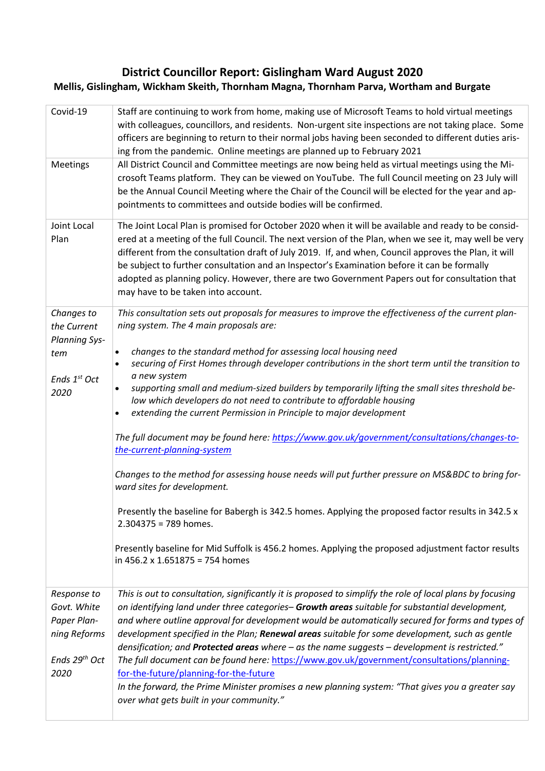# District Councillor Report: Gislingham Ward August 2020

## Mellis, Gislingham, Wickham Skeith, Thornham Magna, Thornham Parva, Wortham and Burgate

| | |
|---|---|
| Covid-19 | Staff are continuing to work from home, making use of Microsoft Teams to hold virtual meetings with colleagues, councillors, and residents. Non-urgent site inspections are not taking place. Some officers are beginning to return to their normal jobs having been seconded to different duties arising from the pandemic. Online meetings are planned up to February 2021 |
| Meetings | All District Council and Committee meetings are now being held as virtual meetings using the Microsoft Teams platform. They can be viewed on YouTube. The full Council meeting on 23 July will be the Annual Council Meeting where the Chair of the Council will be elected for the year and appointments to committees and outside bodies will be confirmed. |
| Joint Local Plan | The Joint Local Plan is promised for October 2020 when it will be available and ready to be considered at a meeting of the full Council. The next version of the Plan, when we see it, may well be very different from the consultation draft of July 2019. If, and when, Council approves the Plan, it will be subject to further consultation and an Inspector's Examination before it can be formally adopted as planning policy. However, there are two Government Papers out for consultation that may have to be taken into account. |
| *Changes to the Current Planning System*<br><br>*Ends 1st Oct 2020* | *This consultation sets out proposals for measures to improve the effectiveness of the current planning system. The 4 main proposals are:*<br><br>• *changes to the standard method for assessing local housing need*<br>• *securing of First Homes through developer contributions in the short term until the transition to a new system*<br>• *supporting small and medium-sized builders by temporarily lifting the small sites threshold below which developers do not need to contribute to affordable housing*<br>• *extending the current Permission in Principle to major development*<br><br>*The full document may be found here: [https://www.gov.uk/government/consultations/changes-to-the-current-planning-system](https://www.gov.uk/government/consultations/changes-to-the-current-planning-system)*<br><br>*Changes to the method for assessing house needs will put further pressure on MS&BDC to bring forward sites for development.*<br><br>Presently the baseline for Babergh is 342.5 homes. Applying the proposed factor results in 342.5 x 2.304375 = 789 homes.<br><br>Presently baseline for Mid Suffolk is 456.2 homes. Applying the proposed adjustment factor results in 456.2 x 1.651875 = 754 homes |
| *Response to Govt. White Paper Planning Reforms*<br><br>*Ends 29th Oct 2020* | *This is out to consultation, significantly it is proposed to simplify the role of local plans by focusing on identifying land under three categories–* ***Growth areas*** *suitable for substantial development, and where outline approval for development would be automatically secured for forms and types of development specified in the Plan;* ***Renewal areas*** *suitable for some development, such as gentle densification; and* ***Protected areas*** *where – as the name suggests – development is restricted."*<br>*The full document can be found here:* [https://www.gov.uk/government/consultations/planning-for-the-future/planning-for-the-future](https://www.gov.uk/government/consultations/planning-for-the-future/planning-for-the-future)<br>*In the forward, the Prime Minister promises a new planning system: "That gives you a greater say over what gets built in your community."* |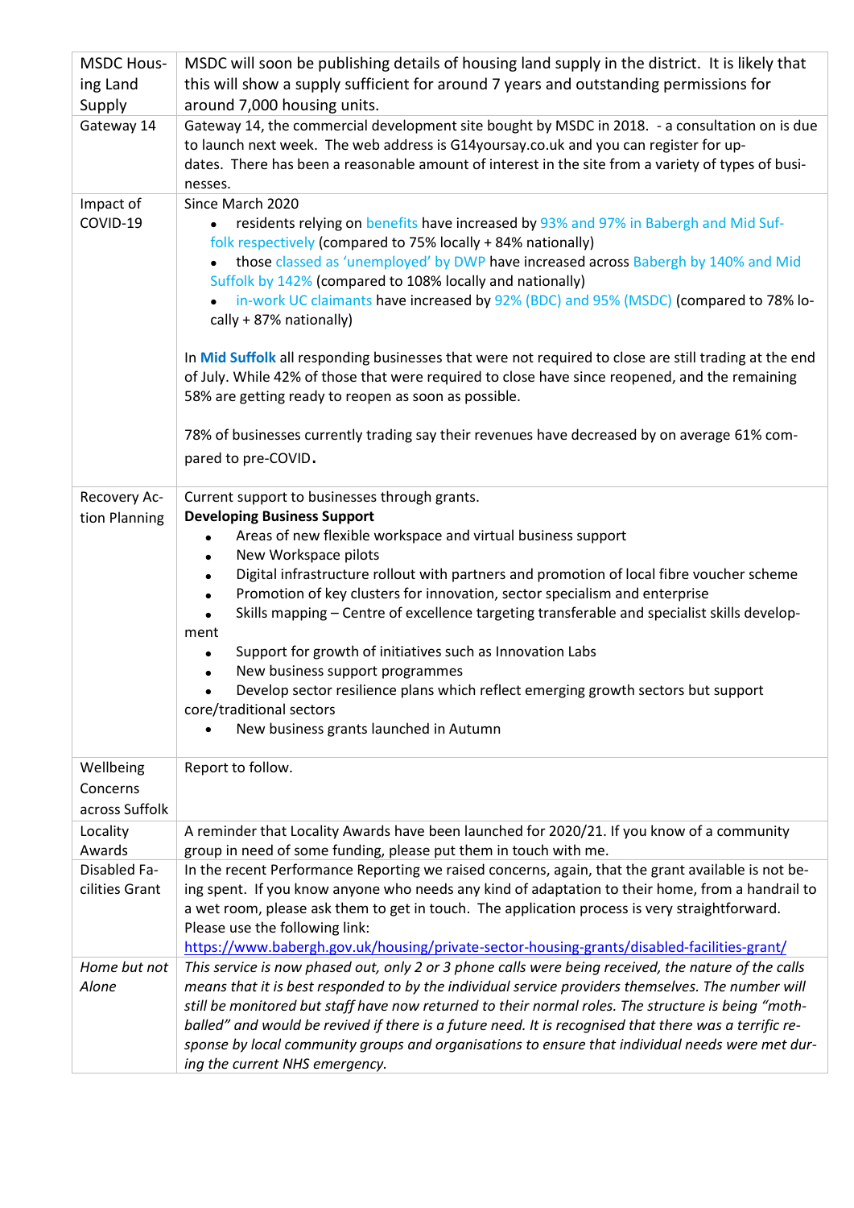| | |
|---|---|
| MSDC Housing Land Supply | MSDC will soon be publishing details of housing land supply in the district. It is likely that this will show a supply sufficient for around 7 years and outstanding permissions for around 7,000 housing units. |
| Gateway 14 | Gateway 14, the commercial development site bought by MSDC in 2018. - a consultation on is due to launch next week. The web address is G14yoursay.co.uk and you can register for updates. There has been a reasonable amount of interest in the site from a variety of types of businesses. |
| Impact of COVID-19 | Since March 2020<br>• residents relying on benefits have increased by 93% and 97% in Babergh and Mid Suffolk respectively (compared to 75% locally + 84% nationally)<br>• those classed as 'unemployed' by DWP have increased across Babergh by 140% and Mid Suffolk by 142% (compared to 108% locally and nationally)<br>• in-work UC claimants have increased by 92% (BDC) and 95% (MSDC) (compared to 78% locally + 87% nationally)<br><br>In **Mid Suffolk** all responding businesses that were not required to close are still trading at the end of July. While 42% of those that were required to close have since reopened, and the remaining 58% are getting ready to reopen as soon as possible.<br><br>78% of businesses currently trading say their revenues have decreased by on average 61% compared to pre-COVID. |
| Recovery Action Planning | Current support to businesses through grants.<br>**Developing Business Support**<br>• Areas of new flexible workspace and virtual business support<br>• New Workspace pilots<br>• Digital infrastructure rollout with partners and promotion of local fibre voucher scheme<br>• Promotion of key clusters for innovation, sector specialism and enterprise<br>• Skills mapping – Centre of excellence targeting transferable and specialist skills development<br>• Support for growth of initiatives such as Innovation Labs<br>• New business support programmes<br>• Develop sector resilience plans which reflect emerging growth sectors but support core/traditional sectors<br>• New business grants launched in Autumn |
| Wellbeing Concerns across Suffolk | Report to follow. |
| Locality Awards | A reminder that Locality Awards have been launched for 2020/21. If you know of a community group in need of some funding, please put them in touch with me. |
| Disabled Facilities Grant | In the recent Performance Reporting we raised concerns, again, that the grant available is not being spent. If you know anyone who needs any kind of adaptation to their home, from a handrail to a wet room, please ask them to get in touch. The application process is very straightforward. Please use the following link: https://www.babergh.gov.uk/housing/private-sector-housing-grants/disabled-facilities-grant/ |
| *Home but not Alone* | *This service is now phased out, only 2 or 3 phone calls were being received, the nature of the calls means that it is best responded to by the individual service providers themselves. The number will still be monitored but staff have now returned to their normal roles. The structure is being "mothballed" and would be revived if there is a future need. It is recognised that there was a terrific response by local community groups and organisations to ensure that individual needs were met during the current NHS emergency.* |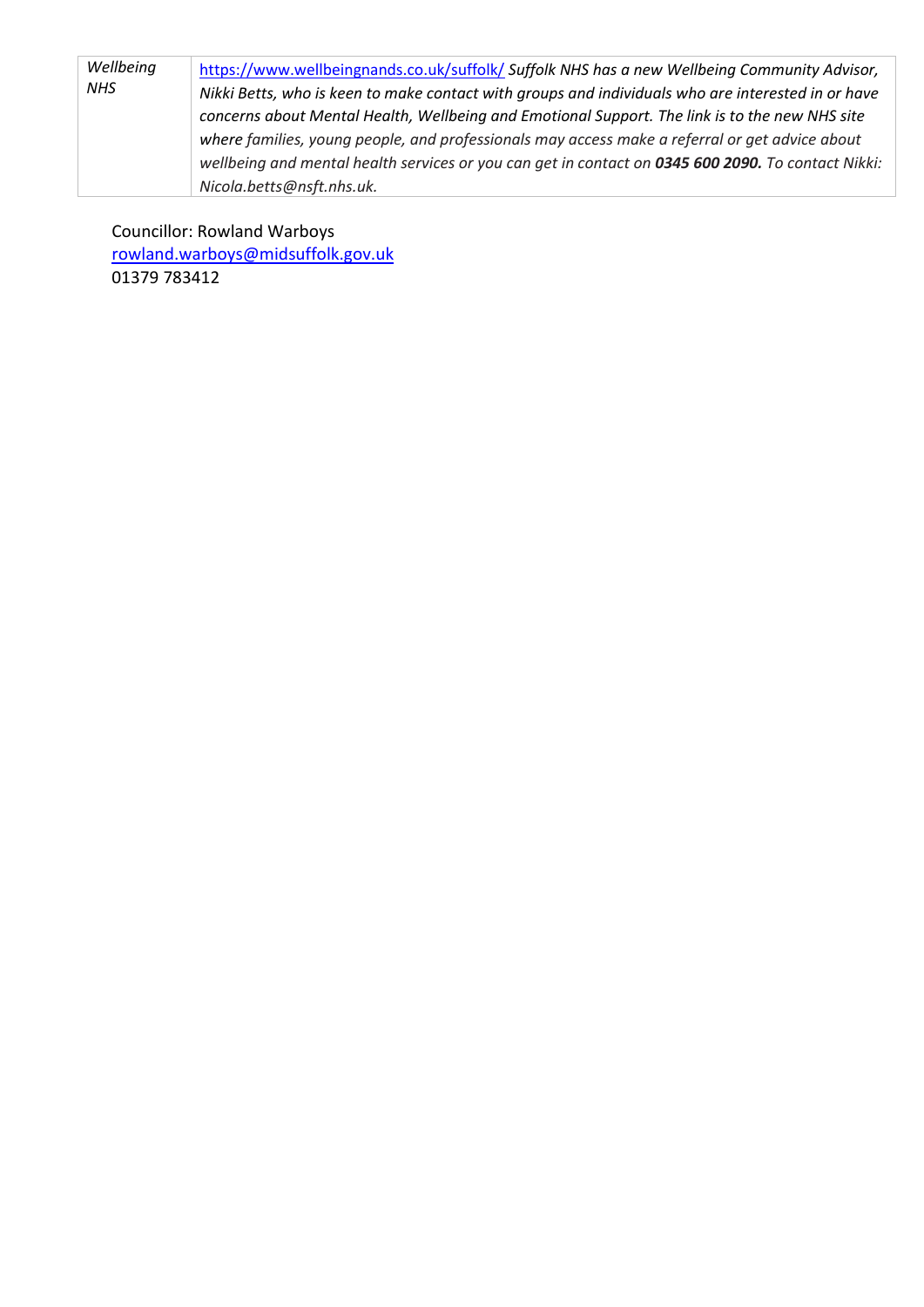| *Wellbeing NHS* | https://www.wellbeingnands.co.uk/suffolk/ *Suffolk NHS has a new Wellbeing Community Advisor, Nikki Betts, who is keen to make contact with groups and individuals who are interested in or have concerns about Mental Health, Wellbeing and Emotional Support. The link is to the new NHS site where families, young people, and professionals may access make a referral or get advice about wellbeing and mental health services or you can get in contact on* ***0345 600 2090.*** *To contact Nikki: Nicola.betts@nsft.nhs.uk.* |
|---|---|

Councillor: Rowland Warboys
rowland.warboys@midsuffolk.gov.uk
01379 783412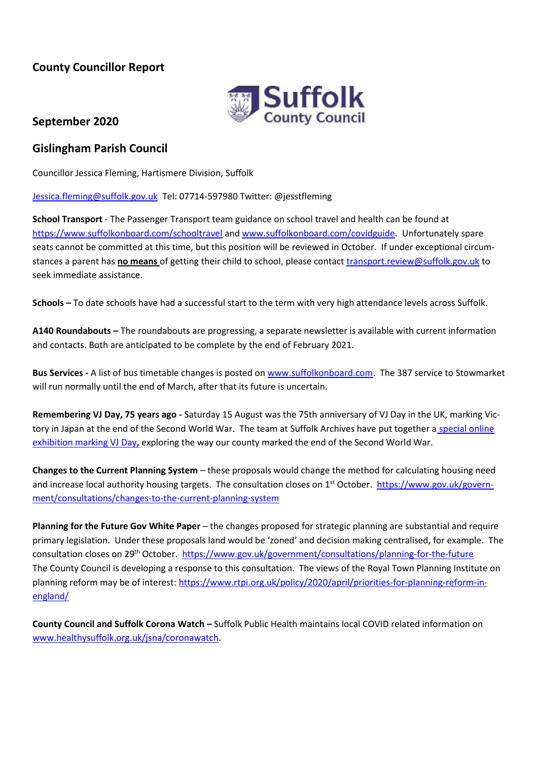## County Councillor Report

## September 2020

## Gislingham Parish Council

Councillor Jessica Fleming, Hartismere Division, Suffolk

Jessica.fleming@suffolk.gov.uk Tel: 07714-597980 Twitter: @jesstfleming

**School Transport** - The Passenger Transport team guidance on school travel and health can be found at https://www.suffolkonboard.com/schooltravel and www.suffolkonboard.com/covidguide. Unfortunately spare seats cannot be committed at this time, but this position will be reviewed in October. If under exceptional circumstances a parent has **no means** of getting their child to school, please contact transport.review@suffolk.gov.uk to seek immediate assistance.

**Schools –** To date schools have had a successful start to the term with very high attendance levels across Suffolk.

**A140 Roundabouts –** The roundabouts are progressing, a separate newsletter is available with current information and contacts. Both are anticipated to be complete by the end of February 2021.

**Bus Services -** A list of bus timetable changes is posted on www.suffolkonboard.com. The 387 service to Stowmarket will run normally until the end of March, after that its future is uncertain.

**Remembering VJ Day, 75 years ago -** Saturday 15 August was the 75th anniversary of VJ Day in the UK, marking Victory in Japan at the end of the Second World War. The team at Suffolk Archives have put together a special online exhibition marking VJ Day, exploring the way our county marked the end of the Second World War.

**Changes to the Current Planning System** – these proposals would change the method for calculating housing need and increase local authority housing targets. The consultation closes on 1st October. https://www.gov.uk/government/consultations/changes-to-the-current-planning-system

**Planning for the Future Gov White Paper** – the changes proposed for strategic planning are substantial and require primary legislation. Under these proposals land would be 'zoned' and decision making centralised, for example. The consultation closes on 29th October. https://www.gov.uk/government/consultations/planning-for-the-future
The County Council is developing a response to this consultation. The views of the Royal Town Planning Institute on planning reform may be of interest: https://www.rtpi.org.uk/policy/2020/april/priorities-for-planning-reform-in-england/

**County Council and Suffolk Corona Watch –** Suffolk Public Health maintains local COVID related information on www.healthysuffolk.org.uk/jsna/coronawatch.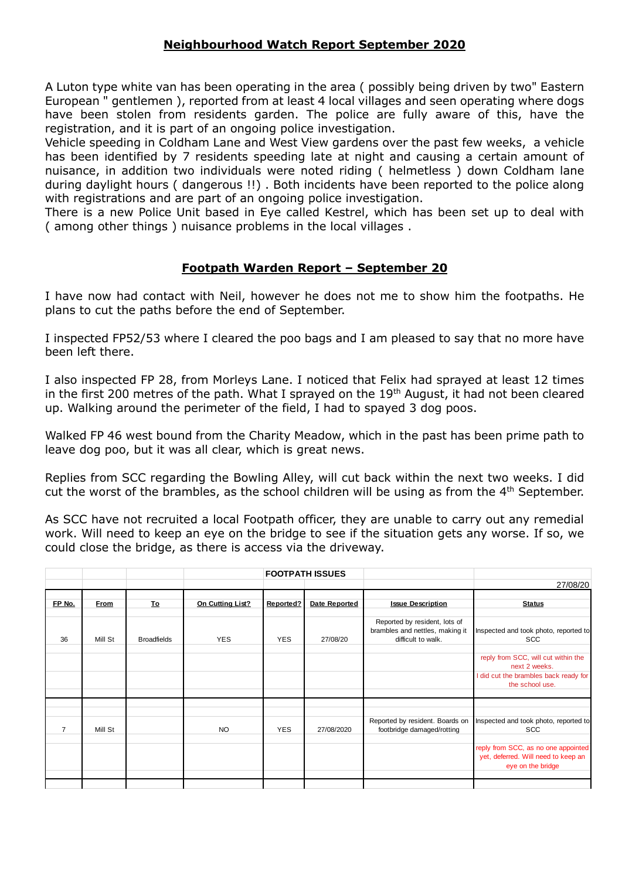## Neighbourhood Watch Report September 2020

A Luton type white van has been operating in the area ( possibly being driven by two" Eastern European " gentlemen ), reported from at least 4 local villages and seen operating where dogs have been stolen from residents garden. The police are fully aware of this, have the registration, and it is part of an ongoing police investigation.
Vehicle speeding in Coldham Lane and West View gardens over the past few weeks, a vehicle has been identified by 7 residents speeding late at night and causing a certain amount of nuisance, in addition two individuals were noted riding ( helmetless ) down Coldham lane during daylight hours ( dangerous !!) . Both incidents have been reported to the police along with registrations and are part of an ongoing police investigation.
There is a new Police Unit based in Eye called Kestrel, which has been set up to deal with ( among other things ) nuisance problems in the local villages .

## Footpath Warden Report – September 20

I have now had contact with Neil, however he does not me to show him the footpaths. He plans to cut the paths before the end of September.

I inspected FP52/53 where I cleared the poo bags and I am pleased to say that no more have been left there.

I also inspected FP 28, from Morleys Lane. I noticed that Felix had sprayed at least 12 times in the first 200 metres of the path. What I sprayed on the 19th August, it had not been cleared up. Walking around the perimeter of the field, I had to spayed 3 dog poos.

Walked FP 46 west bound from the Charity Meadow, which in the past has been prime path to leave dog poo, but it was all clear, which is great news.

Replies from SCC regarding the Bowling Alley, will cut back within the next two weeks. I did cut the worst of the brambles, as the school children will be using as from the 4th September.

As SCC have not recruited a local Footpath officer, they are unable to carry out any remedial work. Will need to keep an eye on the bridge to see if the situation gets any worse. If so, we could close the bridge, as there is access via the driveway.

**FOOTPATH ISSUES** — 27/08/20

| FP No. | From | To | On Cutting List? | Reported? | Date Reported | Issue Description | Status |
|---|---|---|---|---|---|---|---|
| 36 | Mill St | Broadfields | YES | YES | 27/08/20 | Reported by resident, lots of brambles and nettles, making it difficult to walk. | Inspected and took photo, reported to SCC |
| | | | | | | | reply from SCC, will cut within the next 2 weeks. |
| | | | | | | | I did cut the brambles back ready for the school use. |
| 7 | Mill St | | NO | YES | 27/08/2020 | Reported by resident. Boards on footbridge damaged/rotting | Inspected and took photo, reported to SCC |
| | | | | | | | reply from SCC, as no one appointed yet, deferred. Will need to keep an eye on the bridge |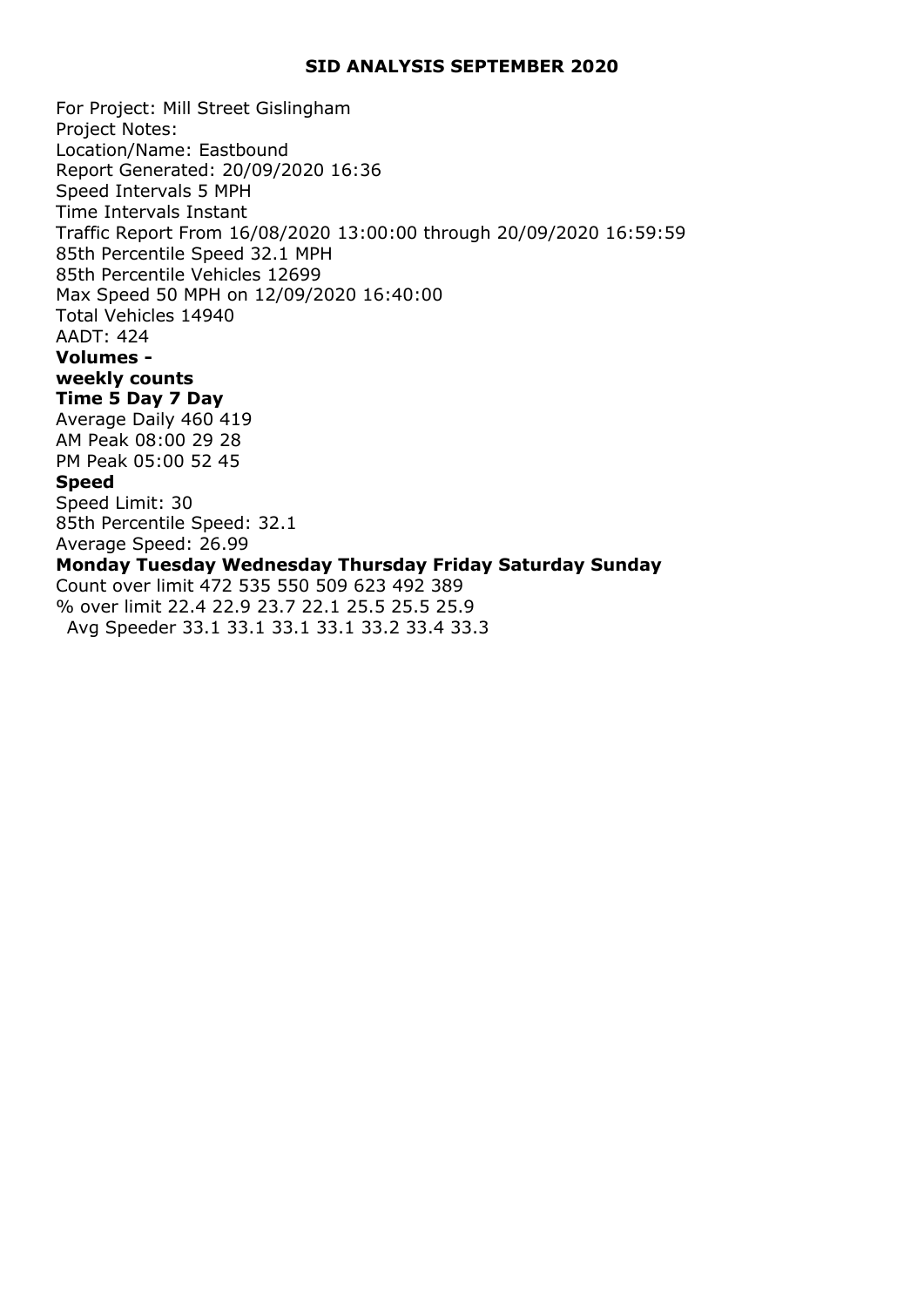**SID ANALYSIS SEPTEMBER 2020**

For Project: Mill Street Gislingham
Project Notes:
Location/Name: Eastbound
Report Generated: 20/09/2020 16:36
Speed Intervals 5 MPH
Time Intervals Instant
Traffic Report From 16/08/2020 13:00:00 through 20/09/2020 16:59:59
85th Percentile Speed 32.1 MPH
85th Percentile Vehicles 12699
Max Speed 50 MPH on 12/09/2020 16:40:00
Total Vehicles 14940
AADT: 424

**Volumes -**
**weekly counts**

| Time | 5 Day | 7 Day |
|---|---|---|
| Average Daily | 460 | 419 |
| AM Peak 08:00 | 29 | 28 |
| PM Peak 05:00 | 52 | 45 |

**Speed**

Speed Limit: 30
85th Percentile Speed: 32.1
Average Speed: 26.99

| | Monday | Tuesday | Wednesday | Thursday | Friday | Saturday | Sunday |
|---|---|---|---|---|---|---|---|
| Count over limit | 472 | 535 | 550 | 509 | 623 | 492 | 389 |
| % over limit | 22.4 | 22.9 | 23.7 | 22.1 | 25.5 | 25.5 | 25.9 |
| Avg Speeder | 33.1 | 33.1 | 33.1 | 33.1 | 33.2 | 33.4 | 33.3 |